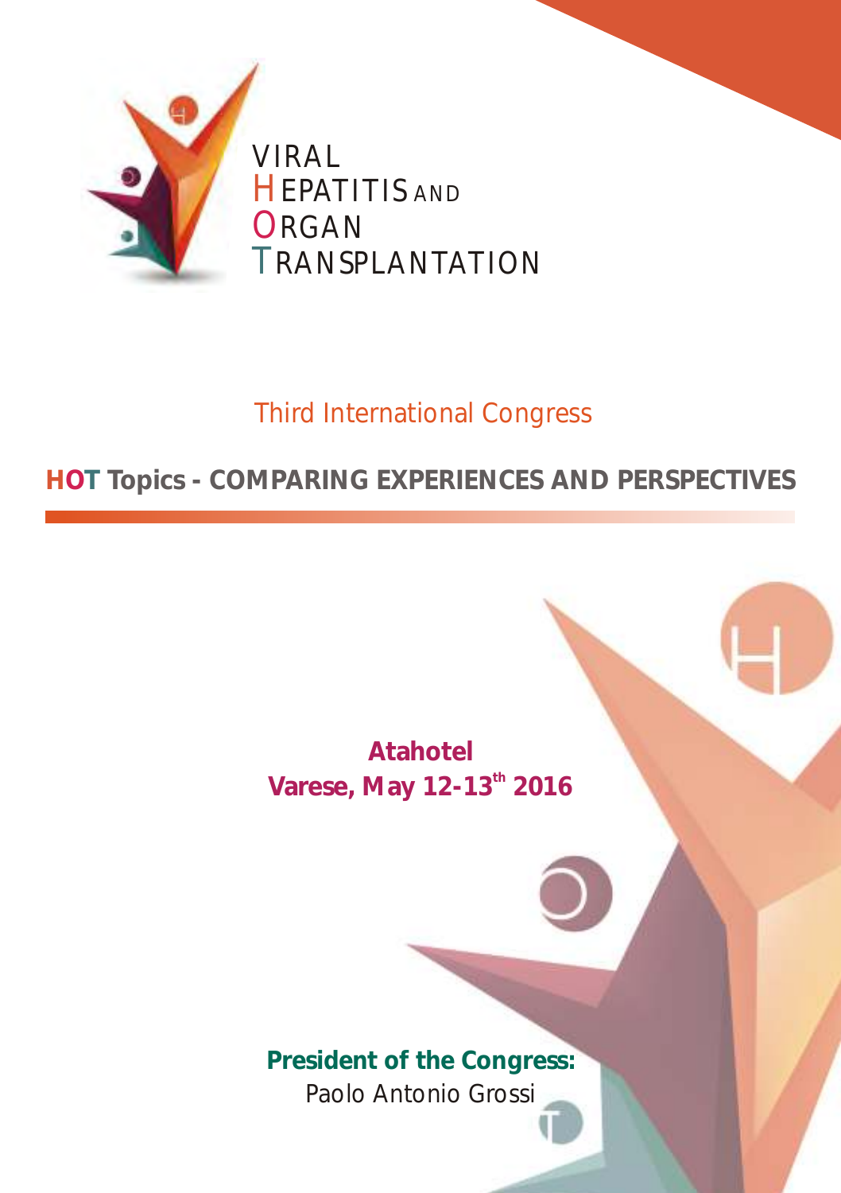# VIRAL HEPATITIS AND ORGAN TRANSPLANTATION

## Third International Congress

## HOT Topics - COMPARING EXPERIENCES AND PERSPECTIVES

**Atahotel**
**Varese, May 12-13th 2016**

**President of the Congress:**
Paolo Antonio Grossi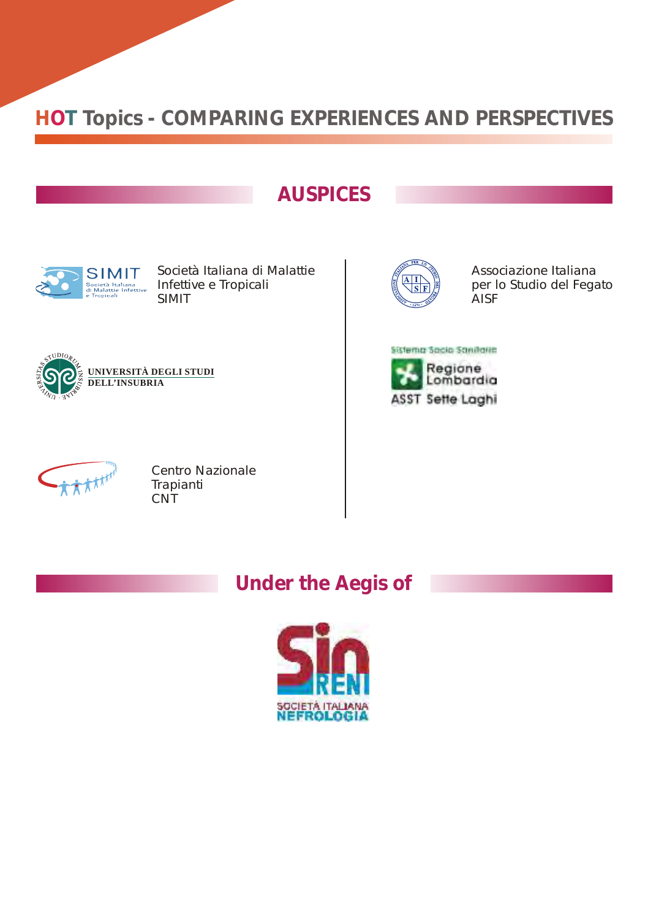# HOT Topics - COMPARING EXPERIENCES AND PERSPECTIVES

## AUSPICES

SIMIT Società Italiana di Malattie Infettive e Tropicali

Società Italiana di Malattie Infettive e Tropicali
SIMIT

Associazione Italiana per lo Studio del Fegato
AISF

UNIVERSITÀ DEGLI STUDI DELL'INSUBRIA

Sistema Socio Sanitario
Regione Lombardia
ASST Sette Laghi

Centro Nazionale Trapianti
CNT

## Under the Aegis of

SIN RENI
SOCIETÀ ITALIANA NEFROLOGIA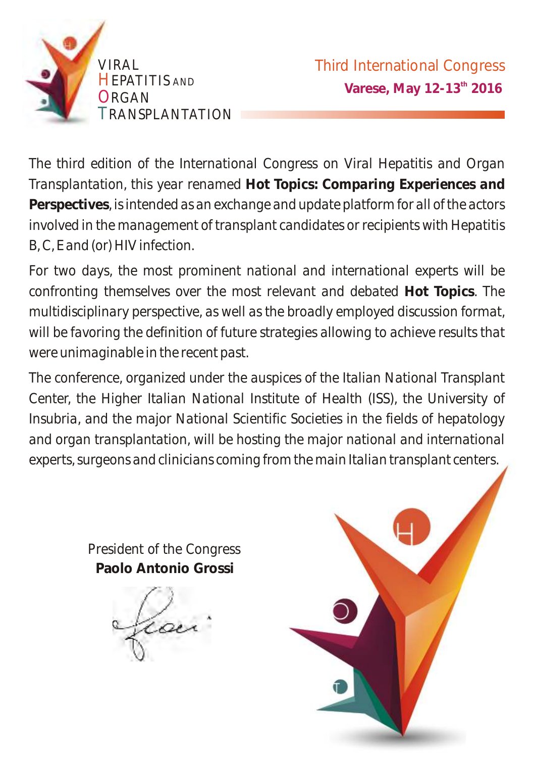VIRAL
HEPATITIS AND
ORGAN
TRANSPLANTATION

# Third International Congress

**Varese, May 12-13th 2016**

The third edition of the International Congress on Viral Hepatitis and Organ Transplantation, this year renamed **Hot Topics: *Comparing Experiences and* Perspectives**, is intended as an exchange and update platform for all of the actors involved in the management of transplant candidates or recipients with Hepatitis B, C, E and (or) HIV infection.

For two days, the most prominent national and international experts will be confronting themselves over the most relevant and debated **Hot Topics**. The multidisciplinary perspective, as well as the broadly employed discussion format, will be favoring the definition of future strategies allowing to achieve results that were unimaginable in the recent past.

The conference, organized under the auspices of the Italian National Transplant Center, the Higher Italian National Institute of Health (ISS), the University of Insubria, and the major National Scientific Societies in the fields of hepatology and organ transplantation, will be hosting the major national and international experts, surgeons and clinicians coming from the main Italian transplant centers.

President of the Congress
**Paolo Antonio Grossi**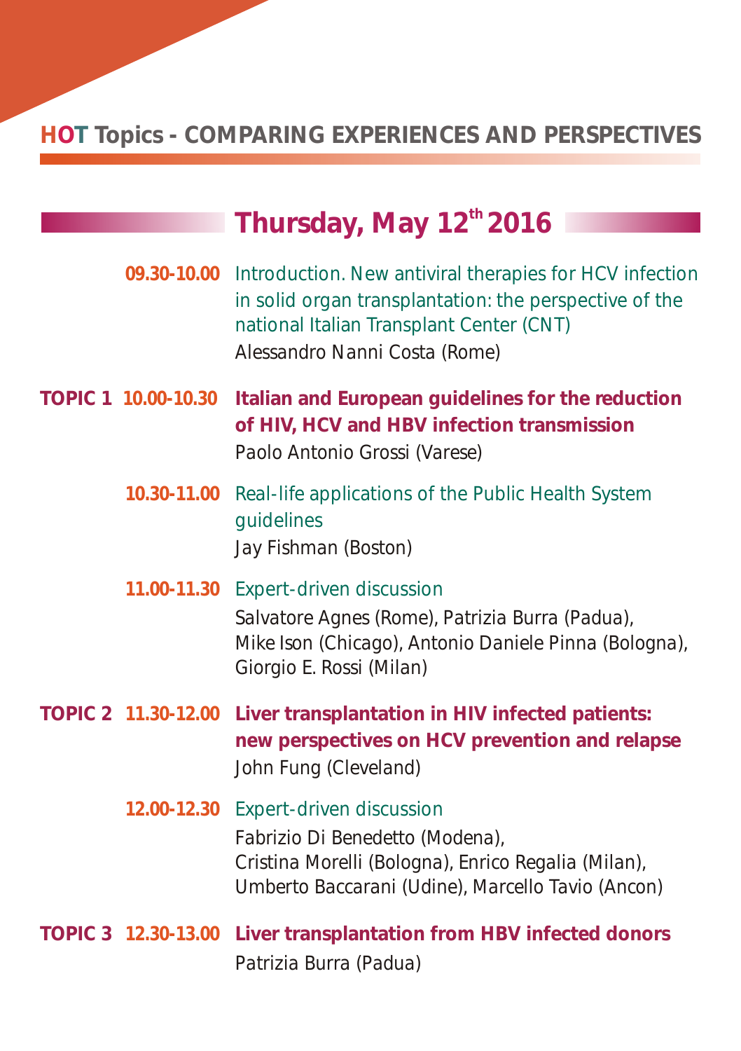## HOT Topics - COMPARING EXPERIENCES AND PERSPECTIVES

## Thursday, May 12th 2016

**09.30-10.00** Introduction. New antiviral therapies for HCV infection in solid organ transplantation: the perspective of the national Italian Transplant Center (CNT)
Alessandro Nanni Costa (Rome)

**TOPIC 1 10.00-10.30** **Italian and European guidelines for the reduction of HIV, HCV and HBV infection transmission**
Paolo Antonio Grossi (Varese)

**10.30-11.00** Real-life applications of the Public Health System guidelines
Jay Fishman (Boston)

**11.00-11.30** Expert-driven discussion
Salvatore Agnes (Rome), Patrizia Burra (Padua), Mike Ison (Chicago), Antonio Daniele Pinna (Bologna), Giorgio E. Rossi (Milan)

**TOPIC 2 11.30-12.00** **Liver transplantation in HIV infected patients: new perspectives on HCV prevention and relapse**
John Fung (Cleveland)

**12.00-12.30** Expert-driven discussion
Fabrizio Di Benedetto (Modena), Cristina Morelli (Bologna), Enrico Regalia (Milan), Umberto Baccarani (Udine), Marcello Tavio (Ancon)

**TOPIC 3 12.30-13.00** **Liver transplantation from HBV infected donors**
Patrizia Burra (Padua)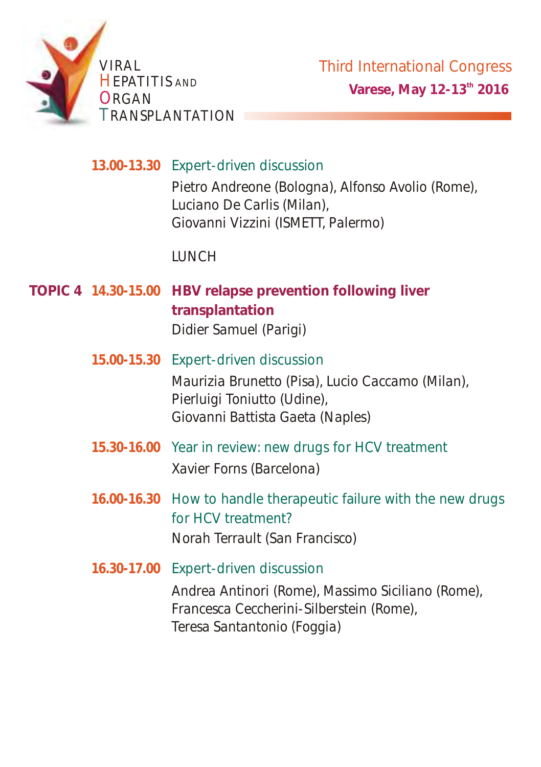**13.00-13.30** Expert-driven discussion

Pietro Andreone (Bologna), Alfonso Avolio (Rome), Luciano De Carlis (Milan), Giovanni Vizzini (ISMETT, Palermo)

LUNCH

**TOPIC 4** **14.30-15.00** **HBV relapse prevention following liver transplantation**

Didier Samuel (Parigi)

**15.00-15.30** Expert-driven discussion

Maurizia Brunetto (Pisa), Lucio Caccamo (Milan), Pierluigi Toniutto (Udine), Giovanni Battista Gaeta (Naples)

**15.30-16.00** Year in review: new drugs for HCV treatment

Xavier Forns (Barcelona)

**16.00-16.30** How to handle therapeutic failure with the new drugs for HCV treatment?

Norah Terrault (San Francisco)

**16.30-17.00** Expert-driven discussion

Andrea Antinori (Rome), Massimo Siciliano (Rome), Francesca Ceccherini-Silberstein (Rome), Teresa Santantonio (Foggia)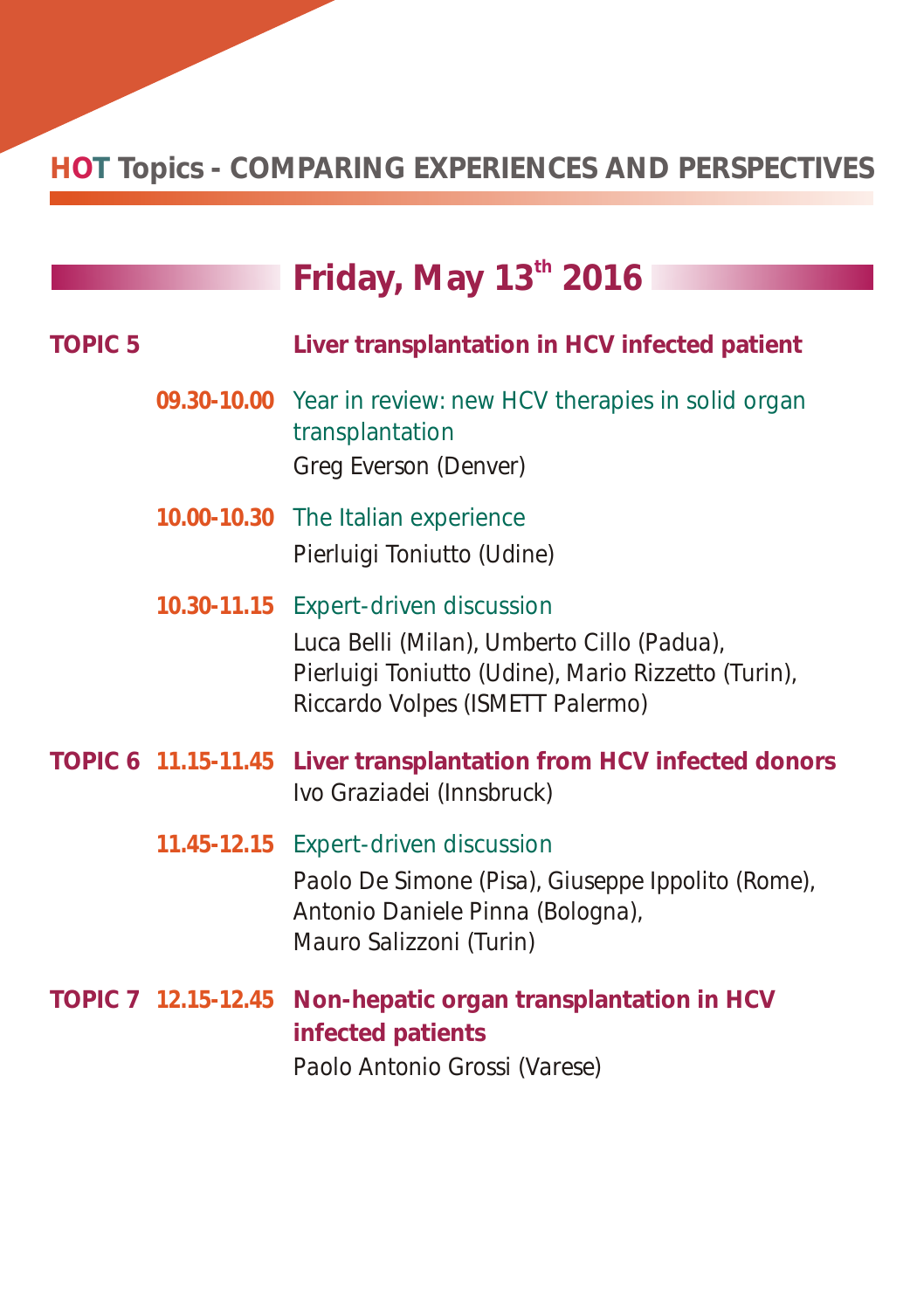**HOT Topics - COMPARING EXPERIENCES AND PERSPECTIVES**

## Friday, May 13th 2016

**TOPIC 5** **Liver transplantation in HCV infected patient**

**09.30-10.00** Year in review: new HCV therapies in solid organ transplantation
Greg Everson (Denver)

**10.00-10.30** The Italian experience
Pierluigi Toniutto (Udine)

**10.30-11.15** Expert-driven discussion
Luca Belli (Milan), Umberto Cillo (Padua), Pierluigi Toniutto (Udine), Mario Rizzetto (Turin), Riccardo Volpes (ISMETT Palermo)

**TOPIC 6** **11.15-11.45** **Liver transplantation from HCV infected donors**
Ivo Graziadei (Innsbruck)

**11.45-12.15** Expert-driven discussion
Paolo De Simone (Pisa), Giuseppe Ippolito (Rome), Antonio Daniele Pinna (Bologna), Mauro Salizzoni (Turin)

**TOPIC 7** **12.15-12.45** **Non-hepatic organ transplantation in HCV infected patients**
Paolo Antonio Grossi (Varese)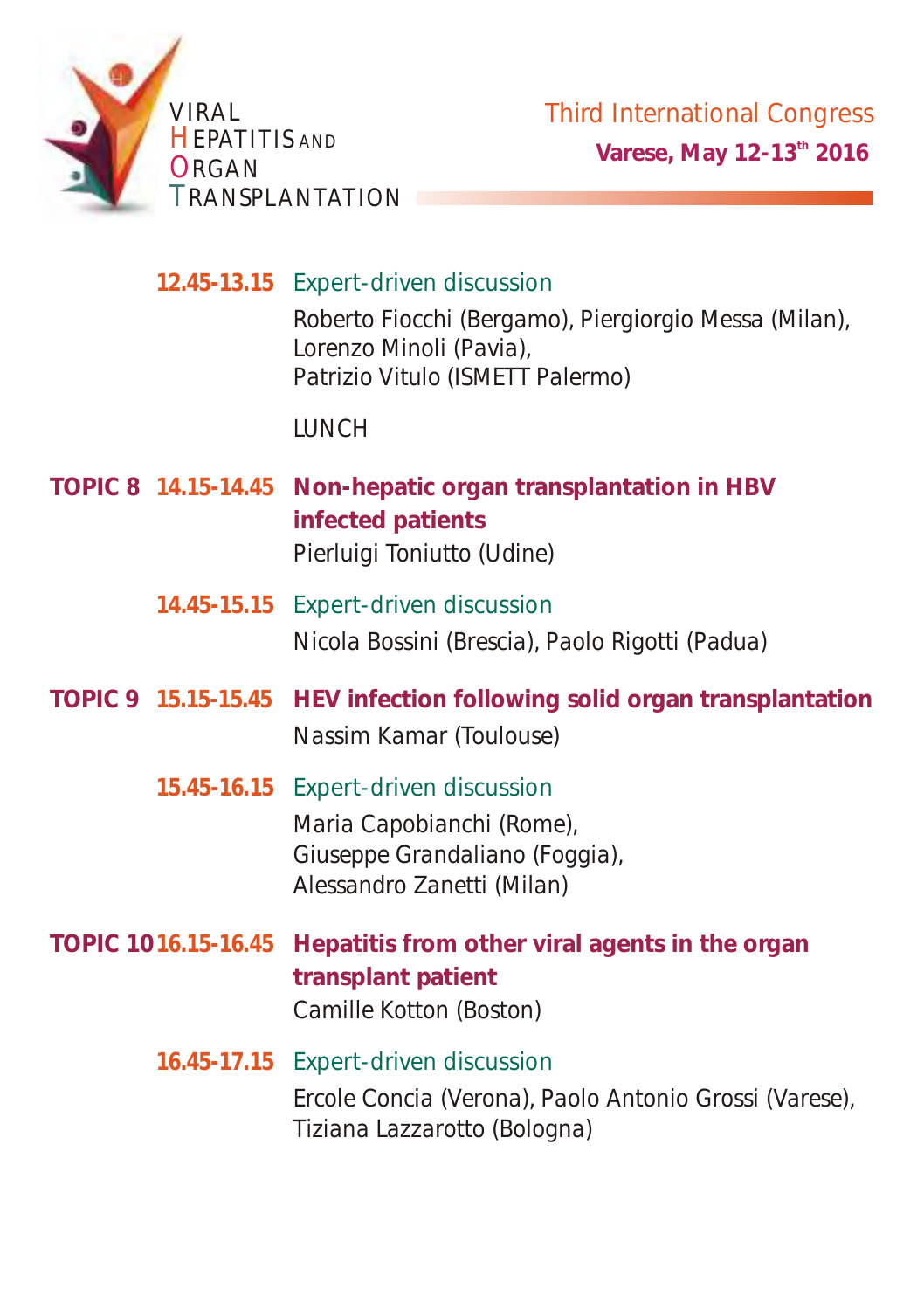**12.45-13.15** Expert-driven discussion

Roberto Fiocchi (Bergamo), Piergiorgio Messa (Milan), Lorenzo Minoli (Pavia), Patrizio Vitulo (ISMETT Palermo)

LUNCH

**TOPIC 8** **14.15-14.45** **Non-hepatic organ transplantation in HBV infected patients**

Pierluigi Toniutto (Udine)

**14.45-15.15** Expert-driven discussion

Nicola Bossini (Brescia), Paolo Rigotti (Padua)

**TOPIC 9** **15.15-15.45** **HEV infection following solid organ transplantation**

Nassim Kamar (Toulouse)

**15.45-16.15** Expert-driven discussion

Maria Capobianchi (Rome), Giuseppe Grandaliano (Foggia), Alessandro Zanetti (Milan)

**TOPIC 10** **16.15-16.45** **Hepatitis from other viral agents in the organ transplant patient**

Camille Kotton (Boston)

**16.45-17.15** Expert-driven discussion

Ercole Concia (Verona), Paolo Antonio Grossi (Varese), Tiziana Lazzarotto (Bologna)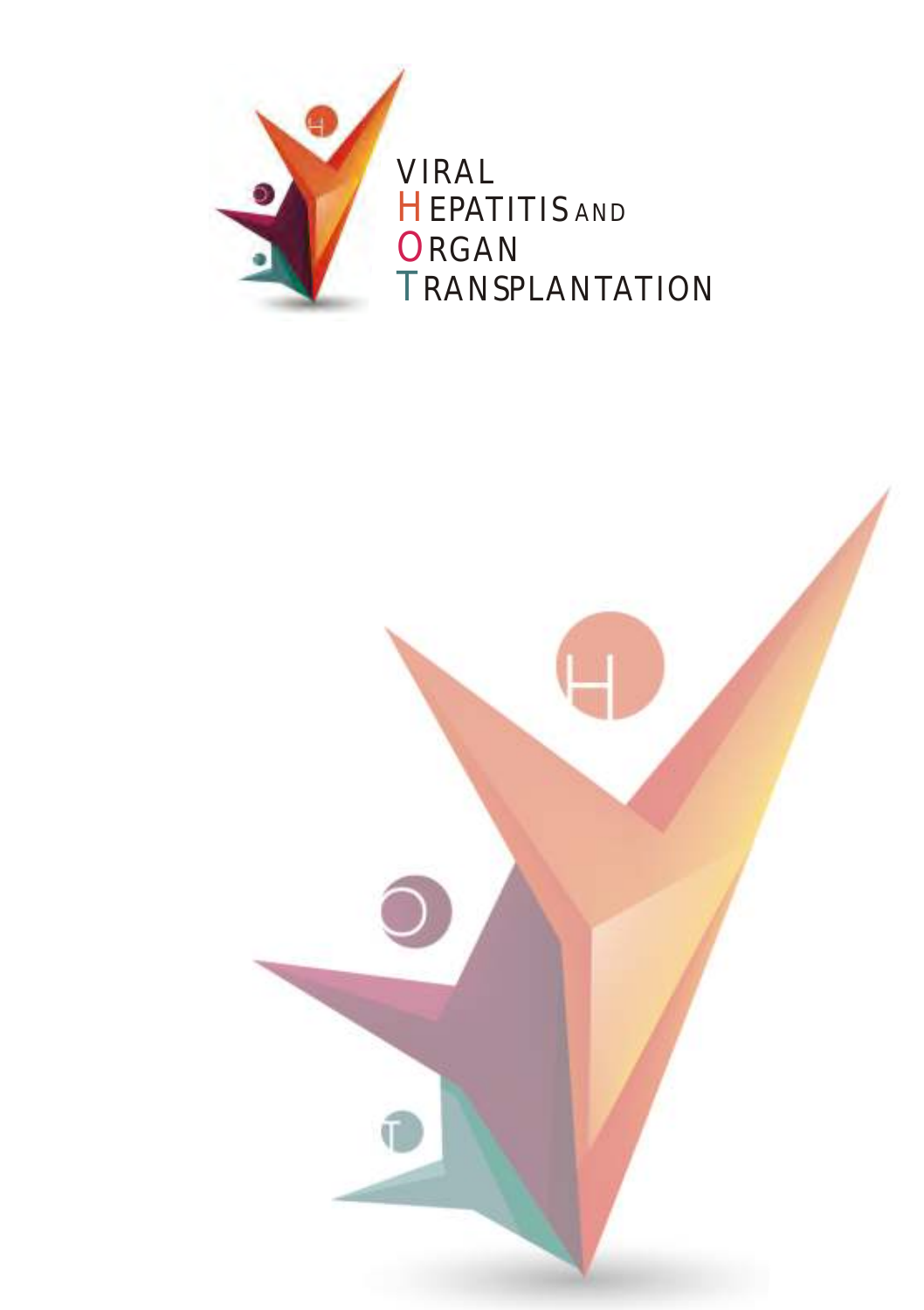VIRAL
HEPATITIS AND
ORGAN
TRANSPLANTATION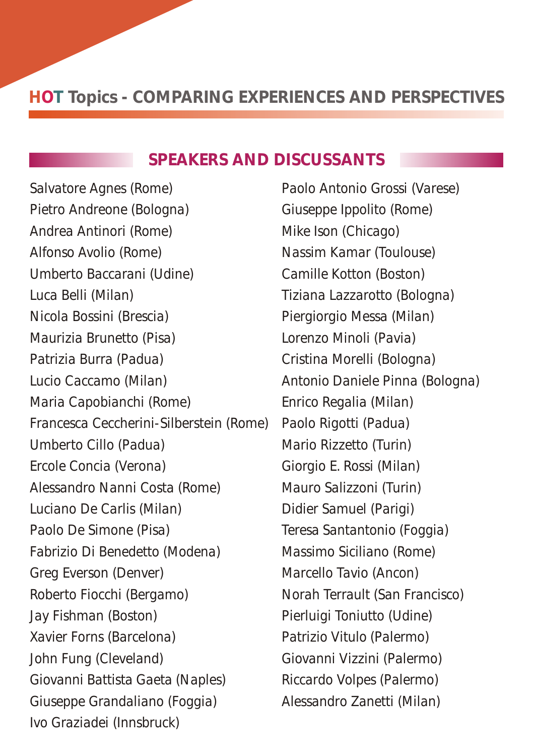## HOT Topics - COMPARING EXPERIENCES AND PERSPECTIVES

### SPEAKERS AND DISCUSSANTS

Salvatore Agnes (Rome)
Pietro Andreone (Bologna)
Andrea Antinori (Rome)
Alfonso Avolio (Rome)
Umberto Baccarani (Udine)
Luca Belli (Milan)
Nicola Bossini (Brescia)
Maurizia Brunetto (Pisa)
Patrizia Burra (Padua)
Lucio Caccamo (Milan)
Maria Capobianchi (Rome)
Francesca Ceccherini-Silberstein (Rome)
Umberto Cillo (Padua)
Ercole Concia (Verona)
Alessandro Nanni Costa (Rome)
Luciano De Carlis (Milan)
Paolo De Simone (Pisa)
Fabrizio Di Benedetto (Modena)
Greg Everson (Denver)
Roberto Fiocchi (Bergamo)
Jay Fishman (Boston)
Xavier Forns (Barcelona)
John Fung (Cleveland)
Giovanni Battista Gaeta (Naples)
Giuseppe Grandaliano (Foggia)
Ivo Graziadei (Innsbruck)
Paolo Antonio Grossi (Varese)
Giuseppe Ippolito (Rome)
Mike Ison (Chicago)
Nassim Kamar (Toulouse)
Camille Kotton (Boston)
Tiziana Lazzarotto (Bologna)
Piergiorgio Messa (Milan)
Lorenzo Minoli (Pavia)
Cristina Morelli (Bologna)
Antonio Daniele Pinna (Bologna)
Enrico Regalia (Milan)
Paolo Rigotti (Padua)
Mario Rizzetto (Turin)
Giorgio E. Rossi (Milan)
Mauro Salizzoni (Turin)
Didier Samuel (Parigi)
Teresa Santantonio (Foggia)
Massimo Siciliano (Rome)
Marcello Tavio (Ancon)
Norah Terrault (San Francisco)
Pierluigi Toniutto (Udine)
Patrizio Vitulo (Palermo)
Giovanni Vizzini (Palermo)
Riccardo Volpes (Palermo)
Alessandro Zanetti (Milan)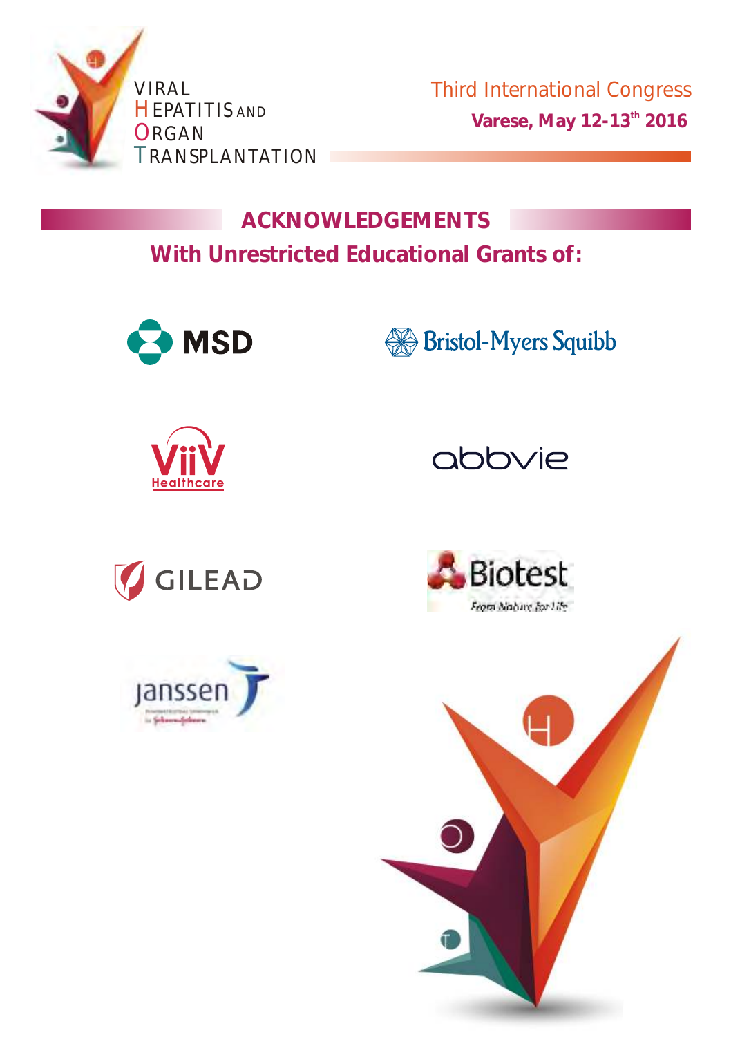VIRAL HEPATITIS AND ORGAN TRANSPLANTATION

Third International Congress

**Varese, May 12-13th 2016**

## ACKNOWLEDGEMENTS

**With Unrestricted Educational Grants of:**

MSD

Bristol-Myers Squibb

ViiV Healthcare

abbvie

GILEAD

Biotest
From Nature for Life

janssen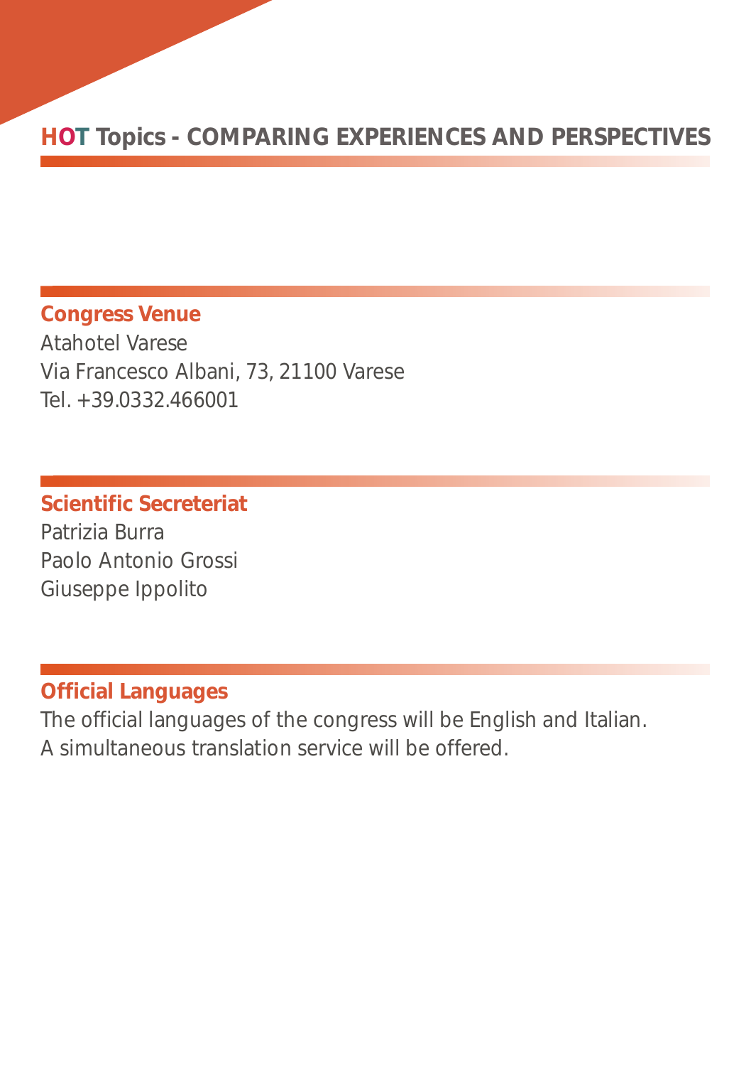## Congress Venue

Atahotel Varese
Via Francesco Albani, 73, 21100 Varese
Tel. +39.0332.466001

## Scientific Secreteriat

Patrizia Burra
Paolo Antonio Grossi
Giuseppe Ippolito

## Official Languages

The official languages of the congress will be English and Italian.
A simultaneous translation service will be offered.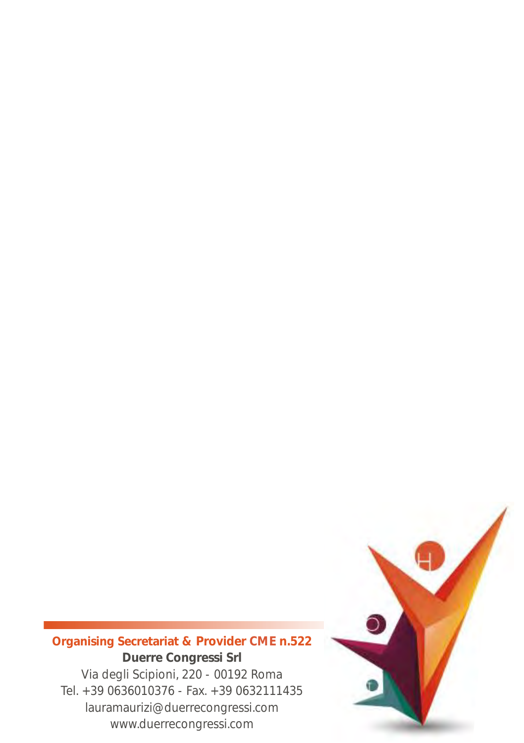**Organising Secretariat & Provider CME n.522**

**Duerre Congressi Srl**

Via degli Scipioni, 220 - 00192 Roma

Tel. +39 0636010376 - Fax. +39 0632111435

lauramaurizi@duerrecongressi.com

www.duerrecongressi.com